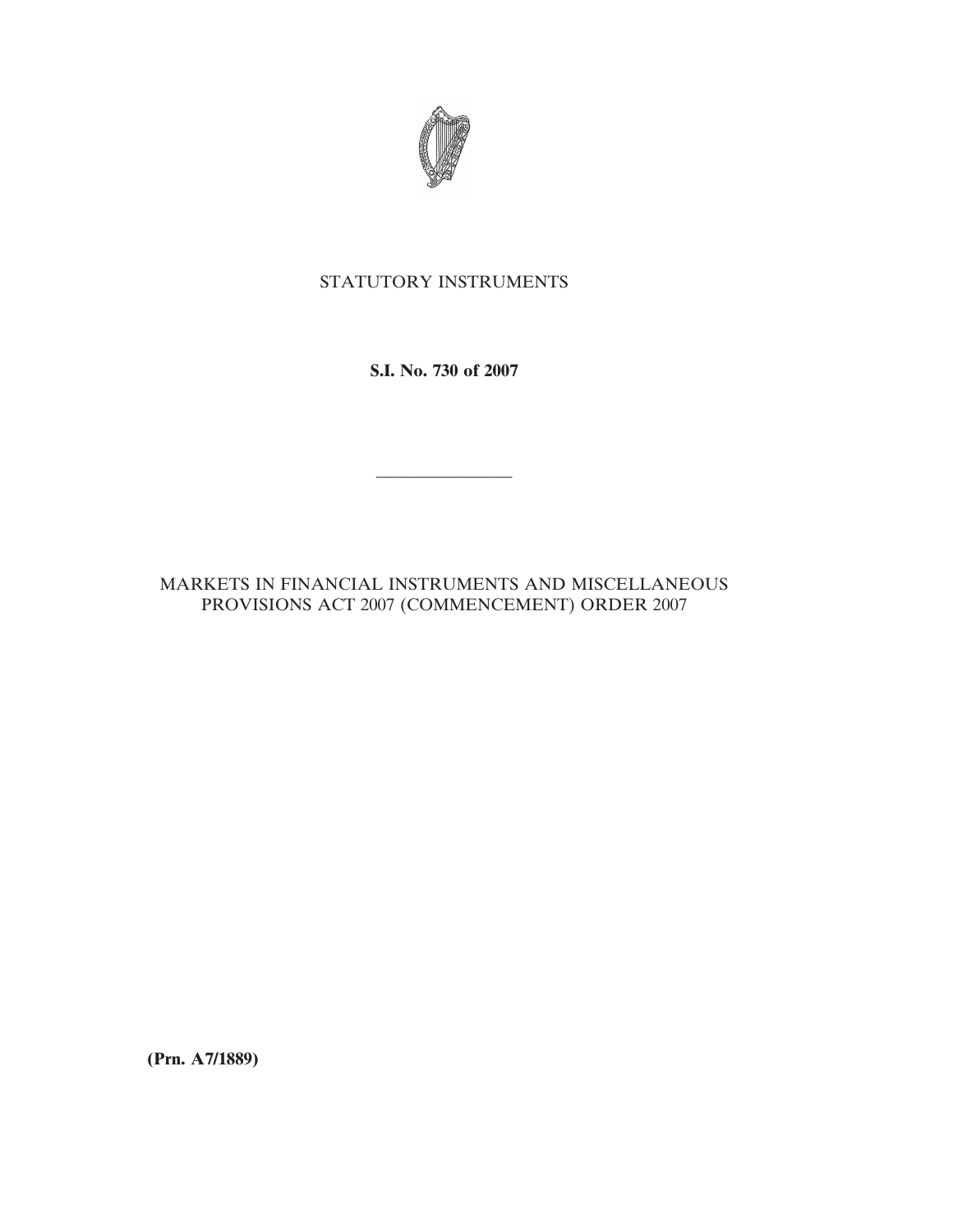STATUTORY INSTRUMENTS

**S.I. No. 730 of 2007**

---

MARKETS IN FINANCIAL INSTRUMENTS AND MISCELLANEOUS PROVISIONS ACT 2007 (COMMENCEMENT) ORDER 2007

**(Prn. A7/1889)**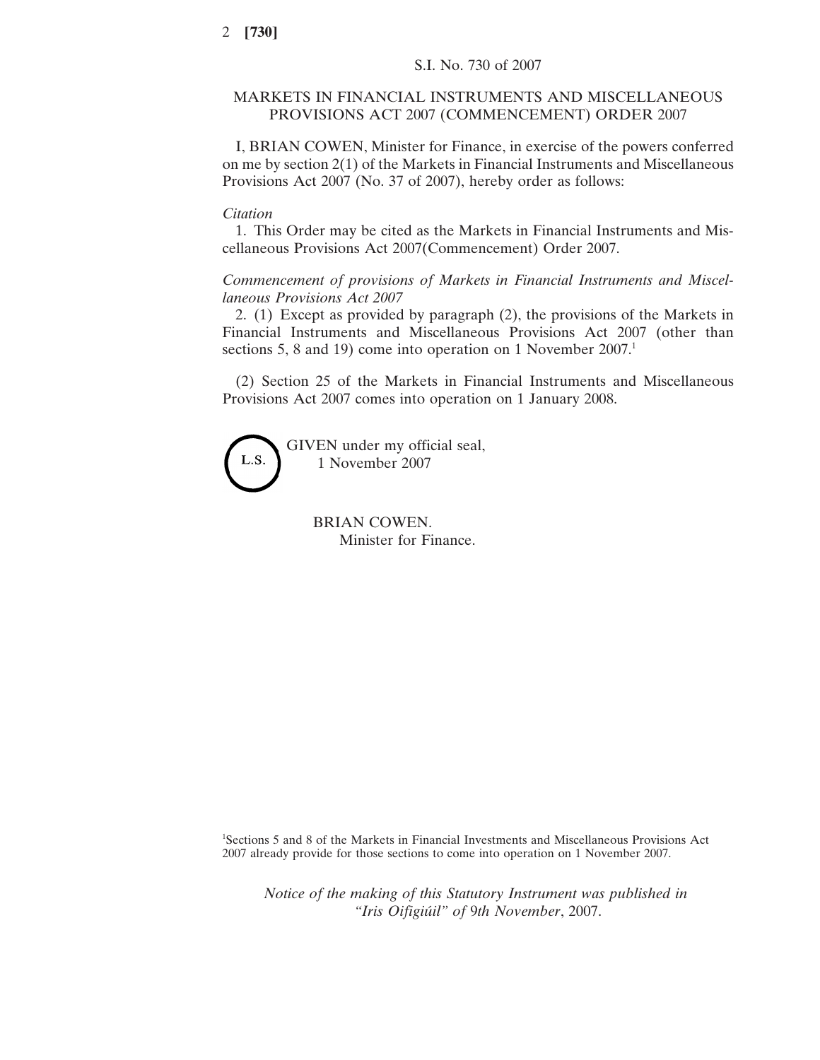S.I. No. 730 of 2007

# MARKETS IN FINANCIAL INSTRUMENTS AND MISCELLANEOUS PROVISIONS ACT 2007 (COMMENCEMENT) ORDER 2007

I, BRIAN COWEN, Minister for Finance, in exercise of the powers conferred on me by section 2(1) of the Markets in Financial Instruments and Miscellaneous Provisions Act 2007 (No. 37 of 2007), hereby order as follows:

*Citation*

1. This Order may be cited as the Markets in Financial Instruments and Miscellaneous Provisions Act 2007(Commencement) Order 2007.

*Commencement of provisions of Markets in Financial Instruments and Miscellaneous Provisions Act 2007*

2. (1) Except as provided by paragraph (2), the provisions of the Markets in Financial Instruments and Miscellaneous Provisions Act 2007 (other than sections 5, 8 and 19) come into operation on 1 November 2007.[1]

(2) Section 25 of the Markets in Financial Instruments and Miscellaneous Provisions Act 2007 comes into operation on 1 January 2008.

L.S.

GIVEN under my official seal,
1 November 2007

BRIAN COWEN.
Minister for Finance.

[1]Sections 5 and 8 of the Markets in Financial Investments and Miscellaneous Provisions Act 2007 already provide for those sections to come into operation on 1 November 2007.

*Notice of the making of this Statutory Instrument was published in "Iris Oifigiúil" of 9th November*, 2007.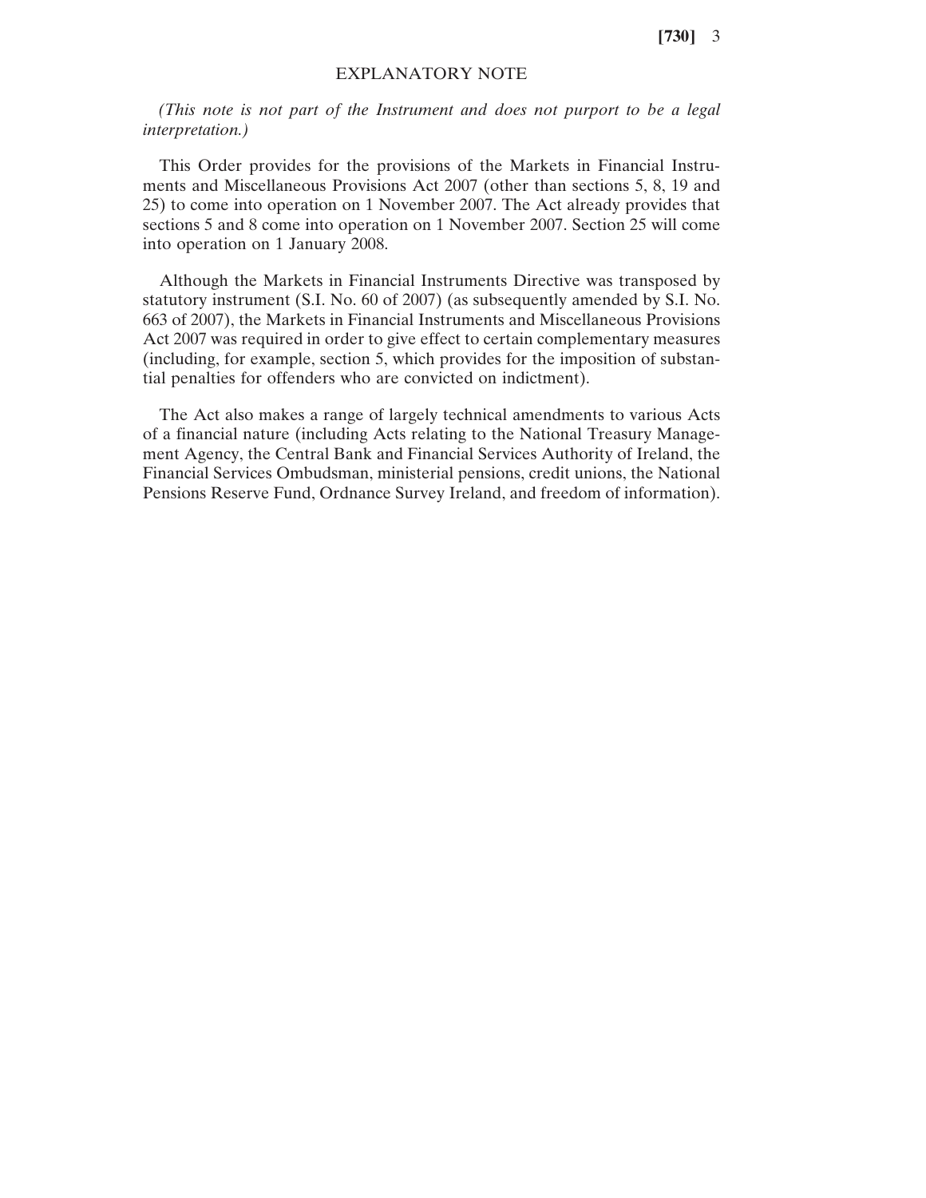## EXPLANATORY NOTE

*(This note is not part of the Instrument and does not purport to be a legal interpretation.)*

This Order provides for the provisions of the Markets in Financial Instruments and Miscellaneous Provisions Act 2007 (other than sections 5, 8, 19 and 25) to come into operation on 1 November 2007. The Act already provides that sections 5 and 8 come into operation on 1 November 2007. Section 25 will come into operation on 1 January 2008.

Although the Markets in Financial Instruments Directive was transposed by statutory instrument (S.I. No. 60 of 2007) (as subsequently amended by S.I. No. 663 of 2007), the Markets in Financial Instruments and Miscellaneous Provisions Act 2007 was required in order to give effect to certain complementary measures (including, for example, section 5, which provides for the imposition of substantial penalties for offenders who are convicted on indictment).

The Act also makes a range of largely technical amendments to various Acts of a financial nature (including Acts relating to the National Treasury Management Agency, the Central Bank and Financial Services Authority of Ireland, the Financial Services Ombudsman, ministerial pensions, credit unions, the National Pensions Reserve Fund, Ordnance Survey Ireland, and freedom of information).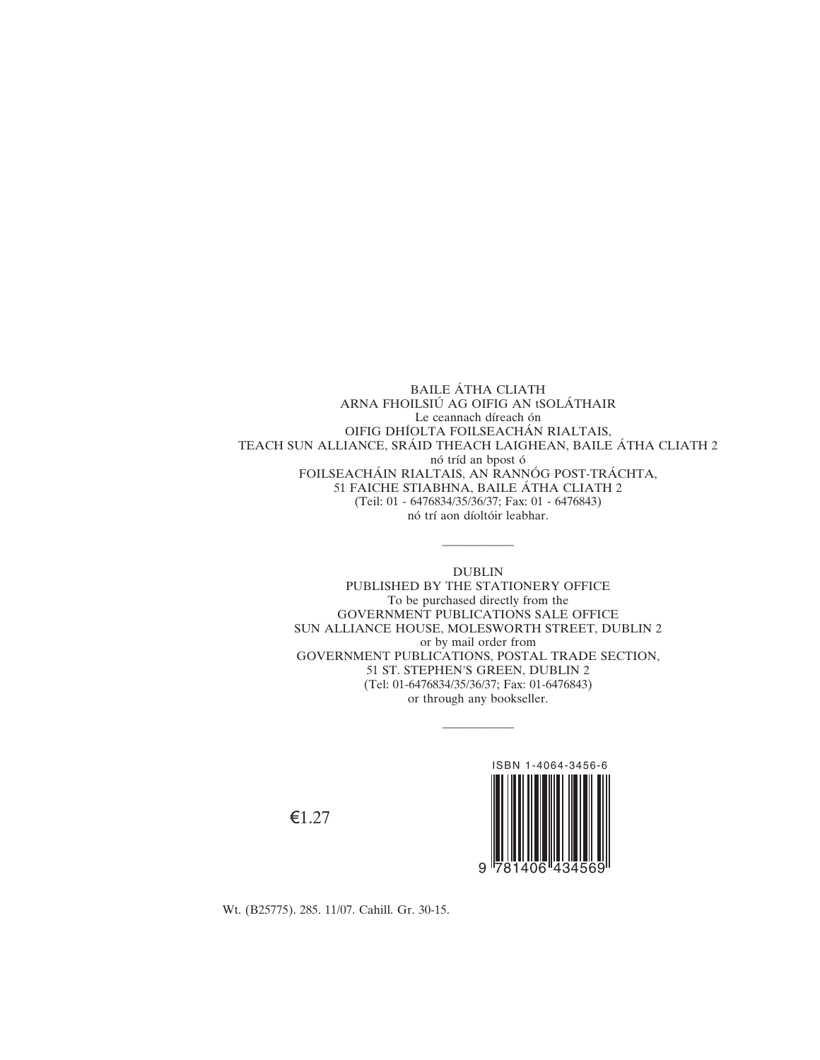BAILE ÁTHA CLIATH
ARNA FHOILSIÚ AG OIFIG AN tSOLÁTHAIR
Le ceannach díreach ón
OIFIG DHÍOLTA FOILSEACHÁN RIALTAIS,
TEACH SUN ALLIANCE, SRÁID THEACH LAIGHEAN, BAILE ÁTHA CLIATH 2
nó tríd an bpost ó
FOILSEACHÁIN RIALTAIS, AN RANNÓG POST-TRÁCHTA,
51 FAICHE STIABHNA, BAILE ÁTHA CLIATH 2
(Teil: 01 - 6476834/35/36/37; Fax: 01 - 6476843)
nó trí aon díoltóir leabhar.

---

DUBLIN
PUBLISHED BY THE STATIONERY OFFICE
To be purchased directly from the
GOVERNMENT PUBLICATIONS SALE OFFICE
SUN ALLIANCE HOUSE, MOLESWORTH STREET, DUBLIN 2
or by mail order from
GOVERNMENT PUBLICATIONS, POSTAL TRADE SECTION,
51 ST. STEPHEN'S GREEN, DUBLIN 2
(Tel: 01-6476834/35/36/37; Fax: 01-6476843)
or through any bookseller.

---

ISBN 1-4064-3456-6

€1.27

9 781406 434569

Wt. (B25775). 285. 11/07. Cahill. Gr. 30-15.